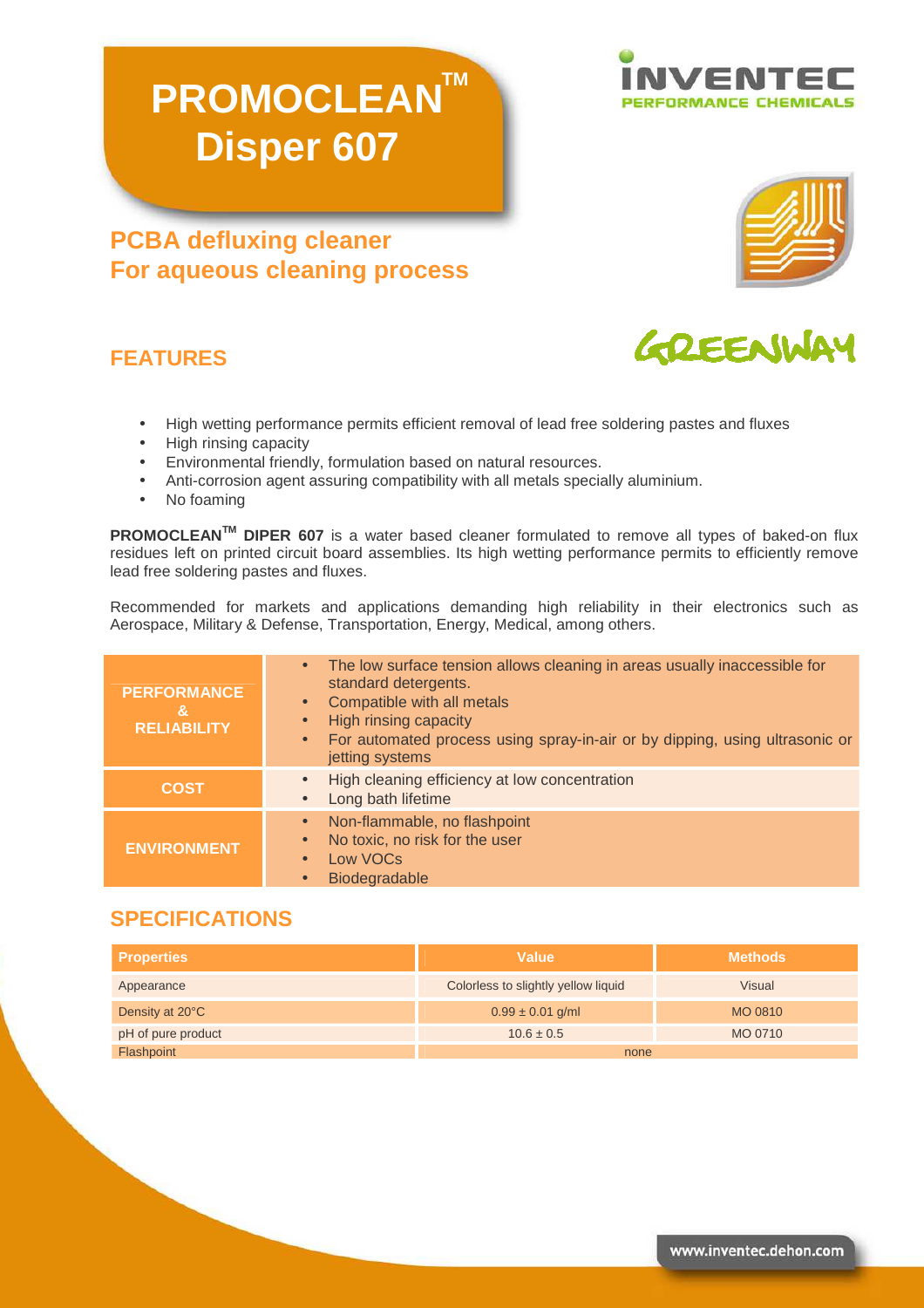# PROMOCLEAN™ Disper 607

INVENTEC
PERFORMANCE CHEMICALS

## PCBA defluxing cleaner For aqueous cleaning process

GREENWAY

## FEATURES

- High wetting performance permits efficient removal of lead free soldering pastes and fluxes
- High rinsing capacity
- Environmental friendly, formulation based on natural resources.
- Anti-corrosion agent assuring compatibility with all metals specially aluminium.
- No foaming

**PROMOCLEAN™ DIPER 607** is a water based cleaner formulated to remove all types of baked-on flux residues left on printed circuit board assemblies. Its high wetting performance permits to efficiently remove lead free soldering pastes and fluxes.

Recommended for markets and applications demanding high reliability in their electronics such as Aerospace, Military & Defense, Transportation, Energy, Medical, among others.

| | |
|---|---|
| **PERFORMANCE & RELIABILITY** | • The low surface tension allows cleaning in areas usually inaccessible for standard detergents.<br>• Compatible with all metals<br>• High rinsing capacity<br>• For automated process using spray-in-air or by dipping, using ultrasonic or jetting systems |
| **COST** | • High cleaning efficiency at low concentration<br>• Long bath lifetime |
| **ENVIRONMENT** | • Non-flammable, no flashpoint<br>• No toxic, no risk for the user<br>• Low VOCs<br>• Biodegradable |

## SPECIFICATIONS

| Properties | Value | Methods |
|---|---|---|
| Appearance | Colorless to slightly yellow liquid | Visual |
| Density at 20°C | 0.99 ± 0.01 g/ml | MO 0810 |
| pH of pure product | 10.6 ± 0.5 | MO 0710 |
| Flashpoint | none | |

www.inventec.dehon.com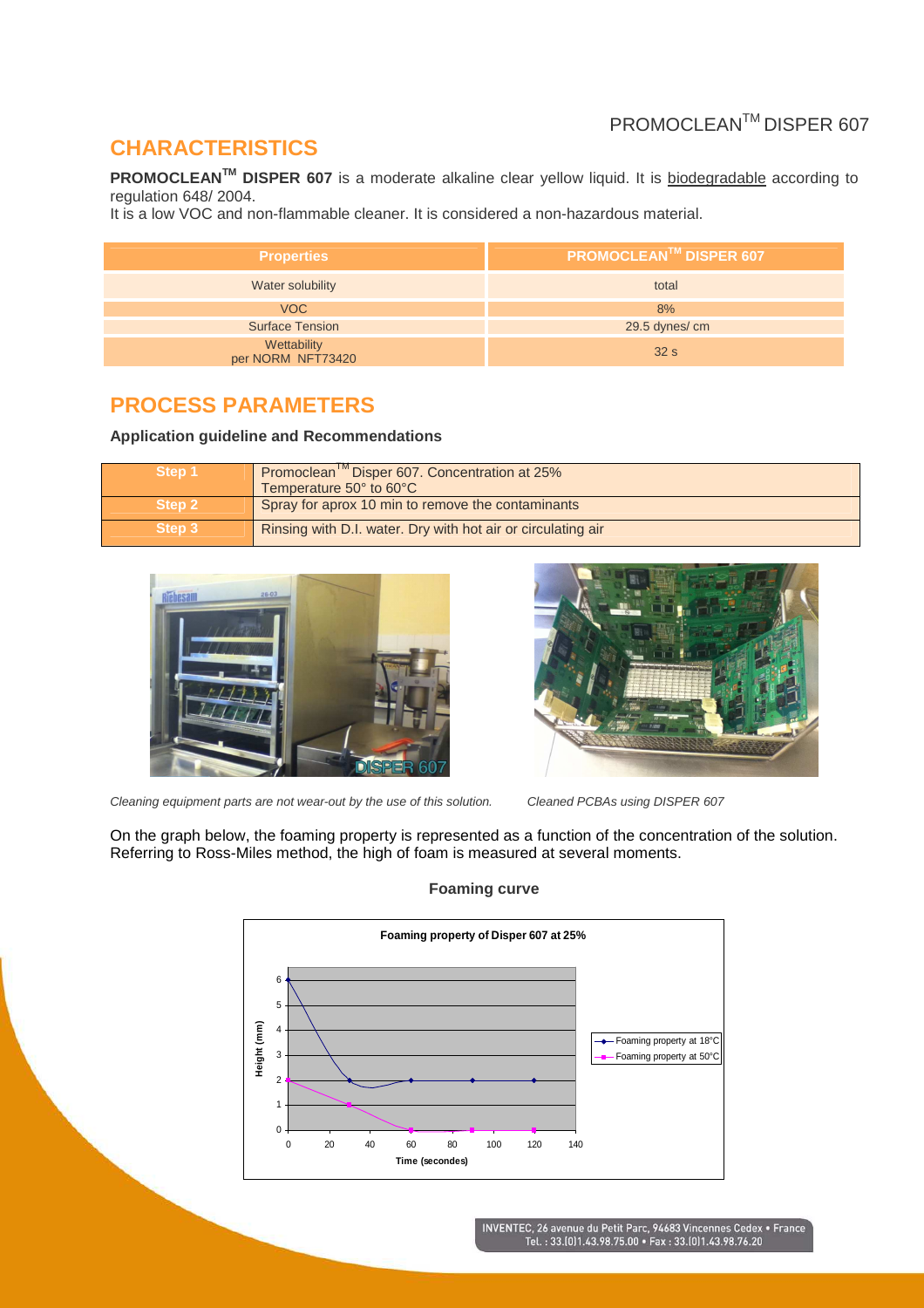## CHARACTERISTICS

**PROMOCLEAN™ DISPER 607** is a moderate alkaline clear yellow liquid. It is biodegradable according to regulation 648/ 2004.
It is a low VOC and non-flammable cleaner. It is considered a non-hazardous material.

| Properties | PROMOCLEAN™ DISPER 607 |
|---|---|
| Water solubility | total |
| VOC | 8% |
| Surface Tension | 29.5 dynes/ cm |
| Wettability per NORM NFT73420 | 32 s |

## PROCESS PARAMETERS

**Application guideline and Recommendations**

| Step | Description |
|---|---|
| Step 1 | Promoclean™ Disper 607. Concentration at 25% Temperature 50° to 60°C |
| Step 2 | Spray for aprox 10 min to remove the contaminants |
| Step 3 | Rinsing with D.I. water. Dry with hot air or circulating air |

*Cleaning equipment parts are not wear-out by the use of this solution.*

*Cleaned PCBAs using DISPER 607*

On the graph below, the foaming property is represented as a function of the concentration of the solution. Referring to Ross-Miles method, the high of foam is measured at several moments.

**Foaming curve**

**Foaming property of Disper 607 at 25%**

| Time (secondes) | Foaming property at 18°C – Height (mm) | Foaming property at 50°C – Height (mm) |
|---|---|---|
| 0 | 6 | 2 |
| 30 | 2 | 1 |
| 60 | 2 | 0 |
| 90 | 2 | 0 |
| 120 | 2 | 0 |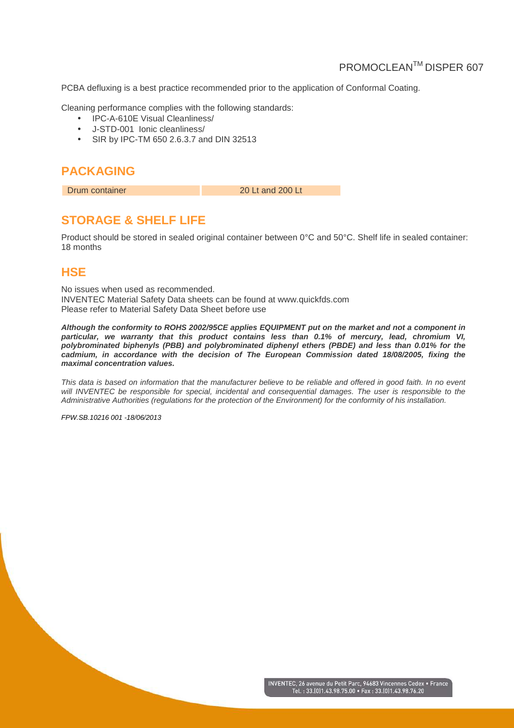PCBA defluxing is a best practice recommended prior to the application of Conformal Coating.

Cleaning performance complies with the following standards:

- IPC-A-610E Visual Cleanliness/
- J-STD-001 Ionic cleanliness/
- SIR by IPC-TM 650 2.6.3.7 and DIN 32513

## PACKAGING

| | |
|---|---|
| Drum container | 20 Lt and 200 Lt |

## STORAGE & SHELF LIFE

Product should be stored in sealed original container between 0°C and 50°C. Shelf life in sealed container: 18 months

## HSE

No issues when used as recommended.
INVENTEC Material Safety Data sheets can be found at www.quickfds.com
Please refer to Material Safety Data Sheet before use

***Although the conformity to ROHS 2002/95CE applies EQUIPMENT put on the market and not a component in particular, we warranty that this product contains less than 0.1% of mercury, lead, chromium VI, polybrominated biphenyls (PBB) and polybrominated diphenyl ethers (PBDE) and less than 0.01% for the cadmium, in accordance with the decision of The European Commission dated 18/08/2005, fixing the maximal concentration values.***

*This data is based on information that the manufacturer believe to be reliable and offered in good faith. In no event will INVENTEC be responsible for special, incidental and consequential damages. The user is responsible to the Administrative Authorities (regulations for the protection of the Environment) for the conformity of his installation.*

*FPW.SB.10216 001 -18/06/2013*

INVENTEC, 26 avenue du Petit Parc, 94683 Vincennes Cedex • France
Tel. : 33.(0)1.43.98.75.00 • Fax : 33.(0)1.43.98.76.20